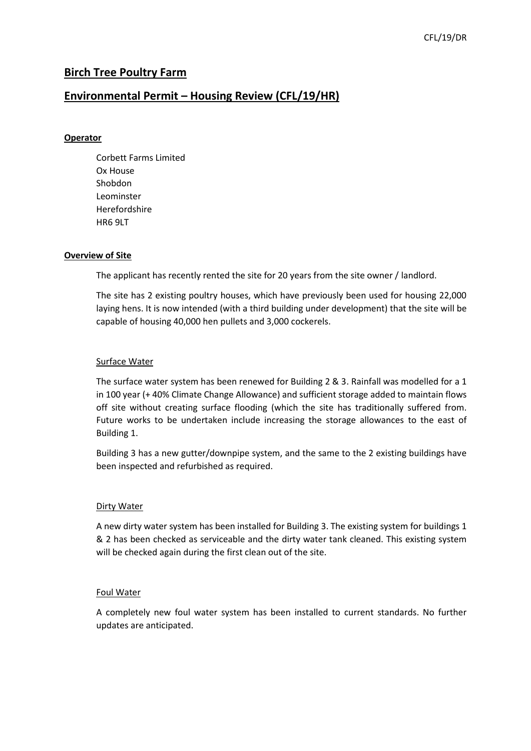# Birch Tree Poultry Farm

## Environmental Permit – Housing Review (CFL/19/HR)

**Operator**

Corbett Farms Limited
Ox House
Shobdon
Leominster
Herefordshire
HR6 9LT

**Overview of Site**

The applicant has recently rented the site for 20 years from the site owner / landlord.

The site has 2 existing poultry houses, which have previously been used for housing 22,000 laying hens. It is now intended (with a third building under development) that the site will be capable of housing 40,000 hen pullets and 3,000 cockerels.

Surface Water

The surface water system has been renewed for Building 2 & 3. Rainfall was modelled for a 1 in 100 year (+ 40% Climate Change Allowance) and sufficient storage added to maintain flows off site without creating surface flooding (which the site has traditionally suffered from. Future works to be undertaken include increasing the storage allowances to the east of Building 1.

Building 3 has a new gutter/downpipe system, and the same to the 2 existing buildings have been inspected and refurbished as required.

Dirty Water

A new dirty water system has been installed for Building 3. The existing system for buildings 1 & 2 has been checked as serviceable and the dirty water tank cleaned. This existing system will be checked again during the first clean out of the site.

Foul Water

A completely new foul water system has been installed to current standards. No further updates are anticipated.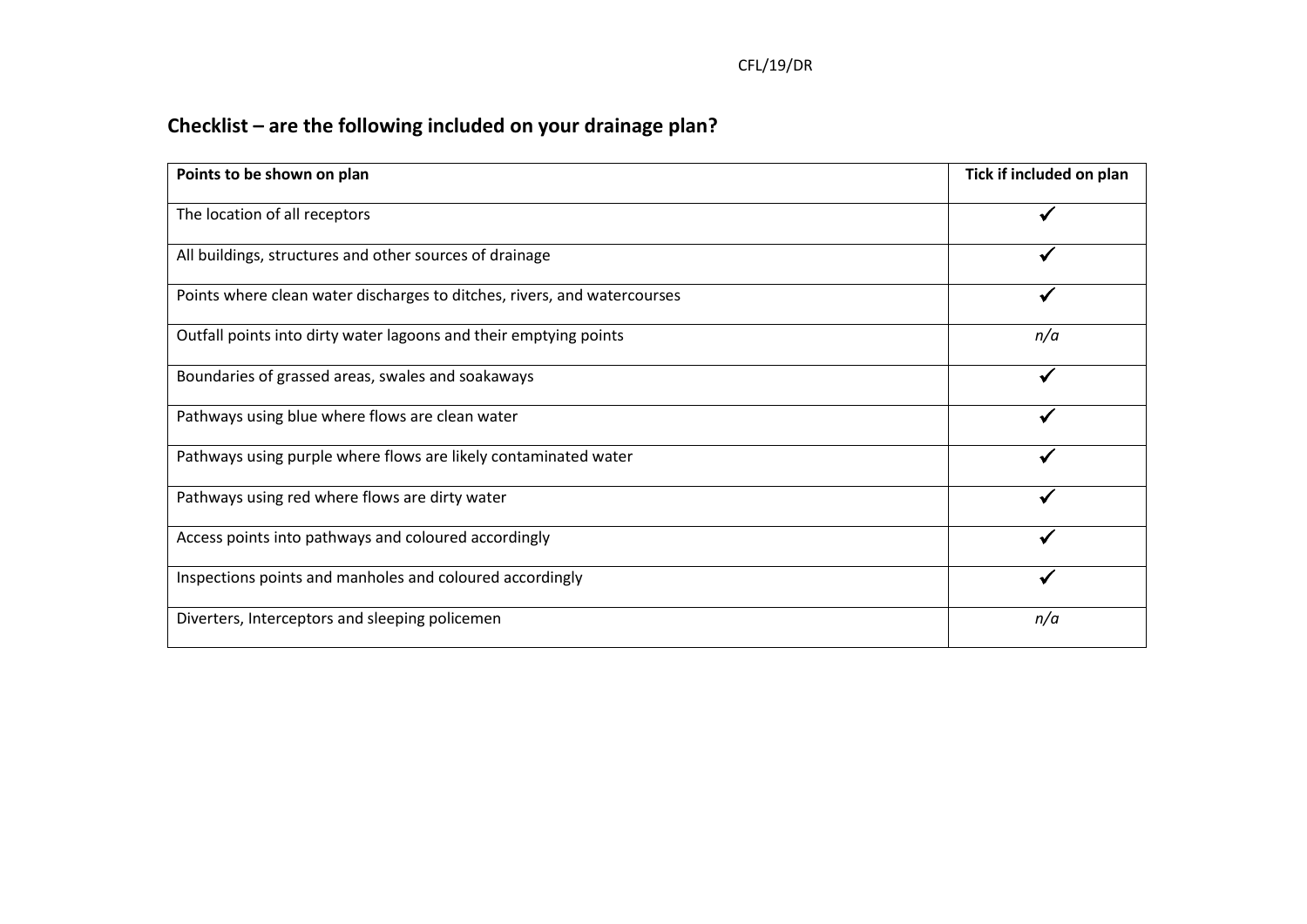## Checklist – are the following included on your drainage plan?

| Points to be shown on plan | Tick if included on plan |
| --- | --- |
| The location of all receptors | ✓ |
| All buildings, structures and other sources of drainage | ✓ |
| Points where clean water discharges to ditches, rivers, and watercourses | ✓ |
| Outfall points into dirty water lagoons and their emptying points | *n/a* |
| Boundaries of grassed areas, swales and soakaways | ✓ |
| Pathways using blue where flows are clean water | ✓ |
| Pathways using purple where flows are likely contaminated water | ✓ |
| Pathways using red where flows are dirty water | ✓ |
| Access points into pathways and coloured accordingly | ✓ |
| Inspections points and manholes and coloured accordingly | ✓ |
| Diverters, Interceptors and sleeping policemen | *n/a* |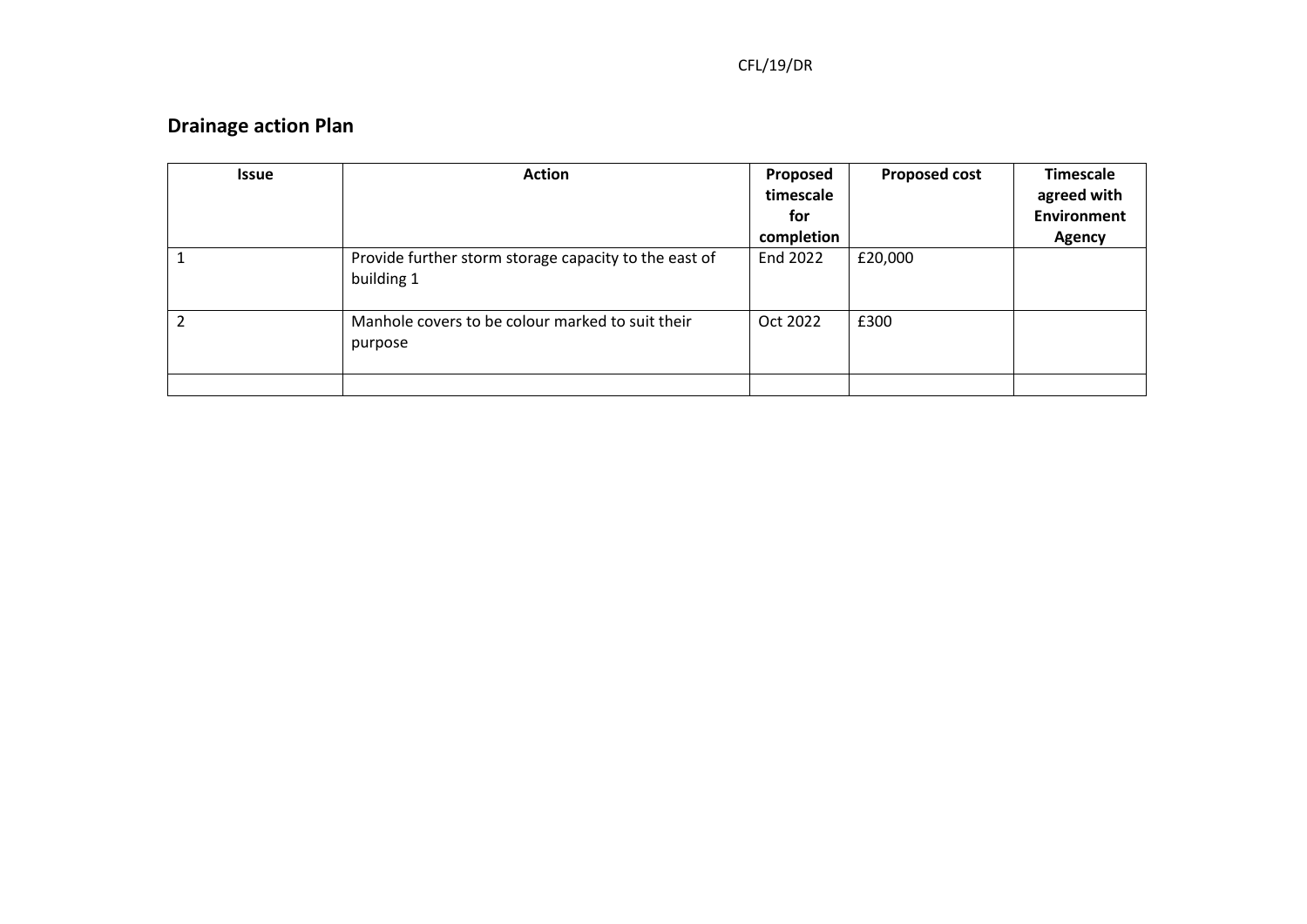## Drainage action Plan

| Issue | Action | Proposed timescale for completion | Proposed cost | Timescale agreed with Environment Agency |
|---|---|---|---|---|
| 1 | Provide further storm storage capacity to the east of building 1 | End 2022 | £20,000 | |
| 2 | Manhole covers to be colour marked to suit their purpose | Oct 2022 | £300 | |
| | | | | |